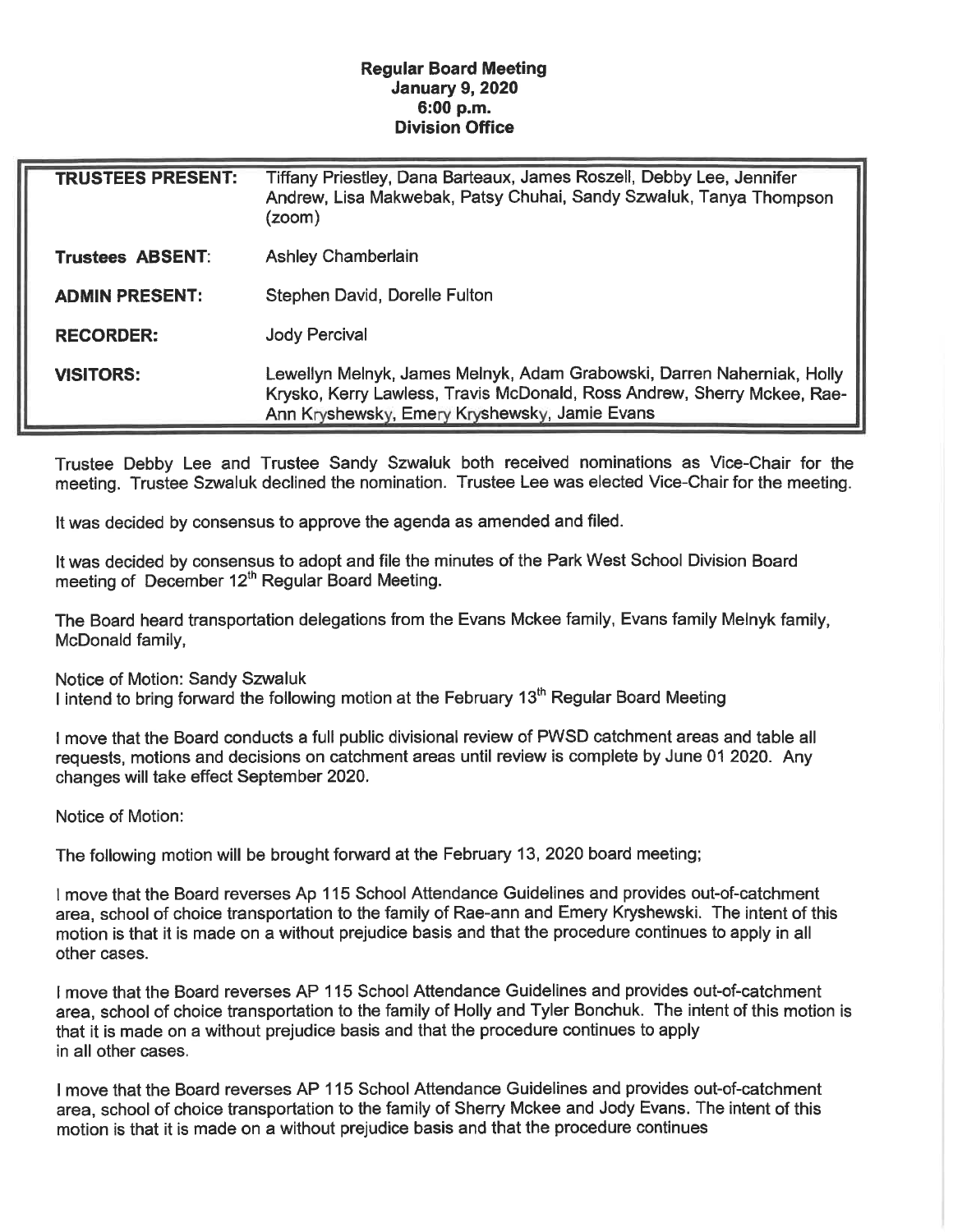**Regular Board Meeting**
**January 9, 2020**
**6:00 p.m.**
**Division Office**

| | |
|---|---|
| **TRUSTEES PRESENT:** | Tiffany Priestley, Dana Barteaux, James Roszell, Debby Lee, Jennifer Andrew, Lisa Makwebak, Patsy Chuhai, Sandy Szwaluk, Tanya Thompson (zoom) |
| **Trustees ABSENT**: | Ashley Chamberlain |
| **ADMIN PRESENT:** | Stephen David, Dorelle Fulton |
| **RECORDER:** | Jody Percival |
| **VISITORS:** | Lewellyn Melnyk, James Melnyk, Adam Grabowski, Darren Naherniak, Holly Krysko, Kerry Lawless, Travis McDonald, Ross Andrew, Sherry Mckee, Rae-Ann Kryshewsky, Emery Kryshewsky, Jamie Evans |

Trustee Debby Lee and Trustee Sandy Szwaluk both received nominations as Vice-Chair for the meeting. Trustee Szwaluk declined the nomination. Trustee Lee was elected Vice-Chair for the meeting.

It was decided by consensus to approve the agenda as amended and filed.

It was decided by consensus to adopt and file the minutes of the Park West School Division Board meeting of December 12th Regular Board Meeting.

The Board heard transportation delegations from the Evans Mckee family, Evans family Melnyk family, McDonald family,

Notice of Motion: Sandy Szwaluk
I intend to bring forward the following motion at the February 13th Regular Board Meeting

I move that the Board conducts a full public divisional review of PWSD catchment areas and table all requests, motions and decisions on catchment areas until review is complete by June 01 2020. Any changes will take effect September 2020.

Notice of Motion:

The following motion will be brought forward at the February 13, 2020 board meeting;

I move that the Board reverses Ap 115 School Attendance Guidelines and provides out-of-catchment area, school of choice transportation to the family of Rae-ann and Emery Kryshewski. The intent of this motion is that it is made on a without prejudice basis and that the procedure continues to apply in all other cases.

I move that the Board reverses AP 115 School Attendance Guidelines and provides out-of-catchment area, school of choice transportation to the family of Holly and Tyler Bonchuk. The intent of this motion is that it is made on a without prejudice basis and that the procedure continues to apply in all other cases.

I move that the Board reverses AP 115 School Attendance Guidelines and provides out-of-catchment area, school of choice transportation to the family of Sherry Mckee and Jody Evans. The intent of this motion is that it is made on a without prejudice basis and that the procedure continues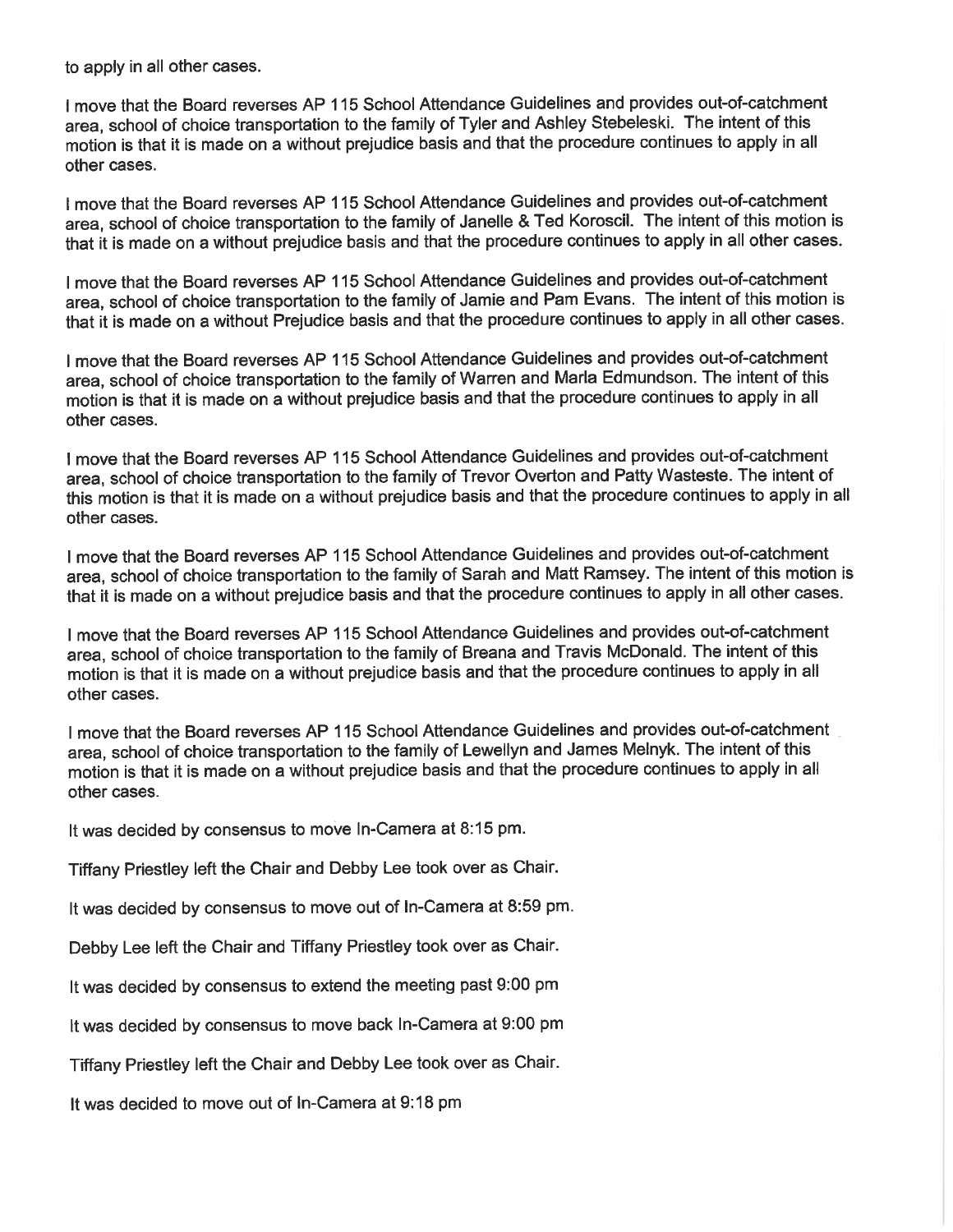to apply in all other cases.

I move that the Board reverses AP 115 School Attendance Guidelines and provides out-of-catchment area, school of choice transportation to the family of Tyler and Ashley Stebeleski. The intent of this motion is that it is made on a without prejudice basis and that the procedure continues to apply in all other cases.

I move that the Board reverses AP 115 School Attendance Guidelines and provides out-of-catchment area, school of choice transportation to the family of Janelle & Ted Koroscil. The intent of this motion is that it is made on a without prejudice basis and that the procedure continues to apply in all other cases.

I move that the Board reverses AP 115 School Attendance Guidelines and provides out-of-catchment area, school of choice transportation to the family of Jamie and Pam Evans. The intent of this motion is that it is made on a without Prejudice basis and that the procedure continues to apply in all other cases.

I move that the Board reverses AP 115 School Attendance Guidelines and provides out-of-catchment area, school of choice transportation to the family of Warren and Marla Edmundson. The intent of this motion is that it is made on a without prejudice basis and that the procedure continues to apply in all other cases.

I move that the Board reverses AP 115 School Attendance Guidelines and provides out-of-catchment area, school of choice transportation to the family of Trevor Overton and Patty Wasteste. The intent of this motion is that it is made on a without prejudice basis and that the procedure continues to apply in all other cases.

I move that the Board reverses AP 115 School Attendance Guidelines and provides out-of-catchment area, school of choice transportation to the family of Sarah and Matt Ramsey. The intent of this motion is that it is made on a without prejudice basis and that the procedure continues to apply in all other cases.

I move that the Board reverses AP 115 School Attendance Guidelines and provides out-of-catchment area, school of choice transportation to the family of Breana and Travis McDonald. The intent of this motion is that it is made on a without prejudice basis and that the procedure continues to apply in all other cases.

I move that the Board reverses AP 115 School Attendance Guidelines and provides out-of-catchment area, school of choice transportation to the family of Lewellyn and James Melnyk. The intent of this motion is that it is made on a without prejudice basis and that the procedure continues to apply in all other cases.

It was decided by consensus to move In-Camera at 8:15 pm.

Tiffany Priestley left the Chair and Debby Lee took over as Chair.

It was decided by consensus to move out of In-Camera at 8:59 pm.

Debby Lee left the Chair and Tiffany Priestley took over as Chair.

It was decided by consensus to extend the meeting past 9:00 pm

It was decided by consensus to move back In-Camera at 9:00 pm

Tiffany Priestley left the Chair and Debby Lee took over as Chair.

It was decided to move out of In-Camera at 9:18 pm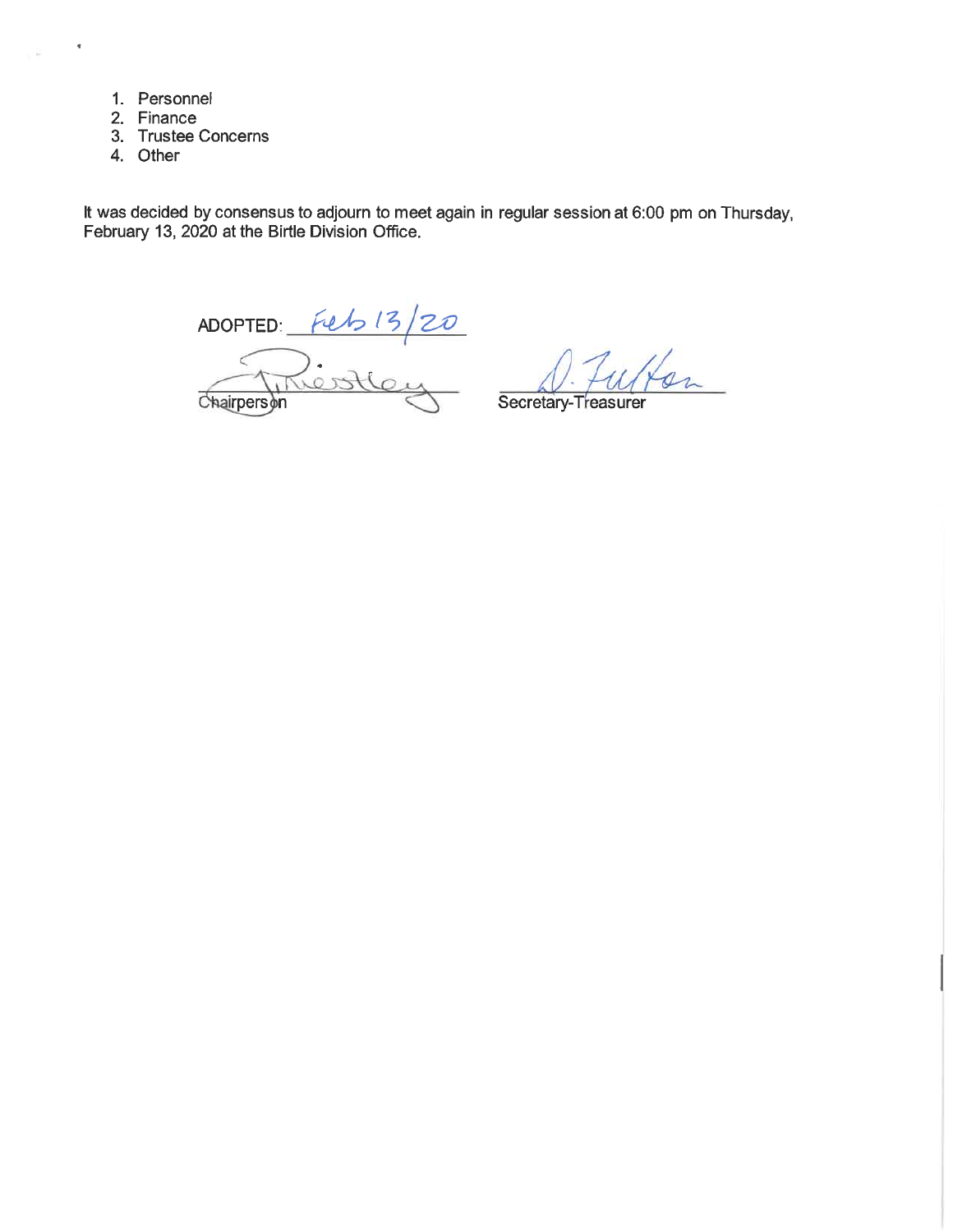1. Personnel
2. Finance
3. Trustee Concerns
4. Other

It was decided by consensus to adjourn to meet again in regular session at 6:00 pm on Thursday, February 13, 2020 at the Birtle Division Office.

ADOPTED: Feb 13/20

Chairperson

Secretary-Treasurer